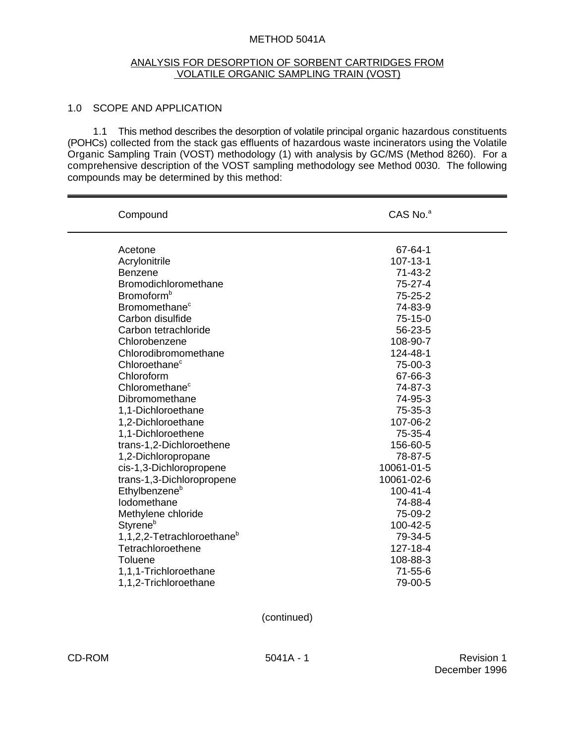# METHOD 5041A

## ANALYSIS FOR DESORPTION OF SORBENT CARTRIDGES FROM VOLATILE ORGANIC SAMPLING TRAIN (VOST)

## 1.0 SCOPE AND APPLICATION

1.1 This method describes the desorption of volatile principal organic hazardous constituents (POHCs) collected from the stack gas effluents of hazardous waste incinerators using the Volatile Organic Sampling Train (VOST) methodology (1) with analysis by GC/MS (Method 8260). For a comprehensive description of the VOST sampling methodology see Method 0030. The following compounds may be determined by this method:

| Compound | CAS No.[a] |
|---|---|
| Acetone | 67-64-1 |
| Acrylonitrile | 107-13-1 |
| Benzene | 71-43-2 |
| Bromodichloromethane | 75-27-4 |
| Bromoform[b] | 75-25-2 |
| Bromomethane[c] | 74-83-9 |
| Carbon disulfide | 75-15-0 |
| Carbon tetrachloride | 56-23-5 |
| Chlorobenzene | 108-90-7 |
| Chlorodibromomethane | 124-48-1 |
| Chloroethane[c] | 75-00-3 |
| Chloroform | 67-66-3 |
| Chloromethane[c] | 74-87-3 |
| Dibromomethane | 74-95-3 |
| 1,1-Dichloroethane | 75-35-3 |
| 1,2-Dichloroethane | 107-06-2 |
| 1,1-Dichloroethene | 75-35-4 |
| trans-1,2-Dichloroethene | 156-60-5 |
| 1,2-Dichloropropane | 78-87-5 |
| cis-1,3-Dichloropropene | 10061-01-5 |
| trans-1,3-Dichloropropene | 10061-02-6 |
| Ethylbenzene[b] | 100-41-4 |
| Iodomethane | 74-88-4 |
| Methylene chloride | 75-09-2 |
| Styrene[b] | 100-42-5 |
| 1,1,2,2-Tetrachloroethane[b] | 79-34-5 |
| Tetrachloroethene | 127-18-4 |
| Toluene | 108-88-3 |
| 1,1,1-Trichloroethane | 71-55-6 |
| 1,1,2-Trichloroethane | 79-00-5 |

(continued)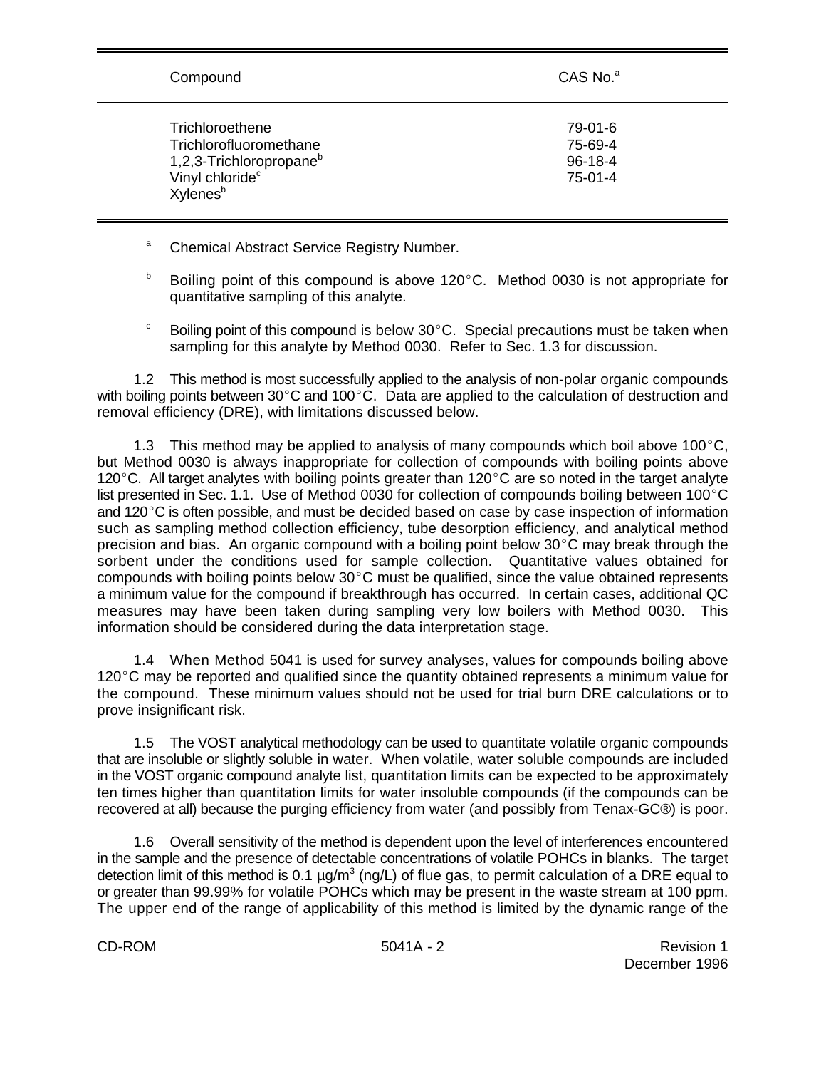| Compound | CAS No.[a] |
|---|---|
| Trichloroethene | 79-01-6 |
| Trichlorofluoromethane | 75-69-4 |
| 1,2,3-Trichloropropane[b] | 96-18-4 |
| Vinyl chloride[c] | 75-01-4 |
| Xylenes[b] | |

[a] Chemical Abstract Service Registry Number.

[b] Boiling point of this compound is above 120°C. Method 0030 is not appropriate for quantitative sampling of this analyte.

[c] Boiling point of this compound is below 30°C. Special precautions must be taken when sampling for this analyte by Method 0030. Refer to Sec. 1.3 for discussion.

1.2 This method is most successfully applied to the analysis of non-polar organic compounds with boiling points between 30°C and 100°C. Data are applied to the calculation of destruction and removal efficiency (DRE), with limitations discussed below.

1.3 This method may be applied to analysis of many compounds which boil above 100°C, but Method 0030 is always inappropriate for collection of compounds with boiling points above 120°C. All target analytes with boiling points greater than 120°C are so noted in the target analyte list presented in Sec. 1.1. Use of Method 0030 for collection of compounds boiling between 100°C and 120°C is often possible, and must be decided based on case by case inspection of information such as sampling method collection efficiency, tube desorption efficiency, and analytical method precision and bias. An organic compound with a boiling point below 30°C may break through the sorbent under the conditions used for sample collection. Quantitative values obtained for compounds with boiling points below 30°C must be qualified, since the value obtained represents a minimum value for the compound if breakthrough has occurred. In certain cases, additional QC measures may have been taken during sampling very low boilers with Method 0030. This information should be considered during the data interpretation stage.

1.4 When Method 5041 is used for survey analyses, values for compounds boiling above 120°C may be reported and qualified since the quantity obtained represents a minimum value for the compound. These minimum values should not be used for trial burn DRE calculations or to prove insignificant risk.

1.5 The VOST analytical methodology can be used to quantitate volatile organic compounds that are insoluble or slightly soluble in water. When volatile, water soluble compounds are included in the VOST organic compound analyte list, quantitation limits can be expected to be approximately ten times higher than quantitation limits for water insoluble compounds (if the compounds can be recovered at all) because the purging efficiency from water (and possibly from Tenax-GC®) is poor.

1.6 Overall sensitivity of the method is dependent upon the level of interferences encountered in the sample and the presence of detectable concentrations of volatile POHCs in blanks. The target detection limit of this method is 0.1 µg/m$^3$ (ng/L) of flue gas, to permit calculation of a DRE equal to or greater than 99.99% for volatile POHCs which may be present in the waste stream at 100 ppm. The upper end of the range of applicability of this method is limited by the dynamic range of the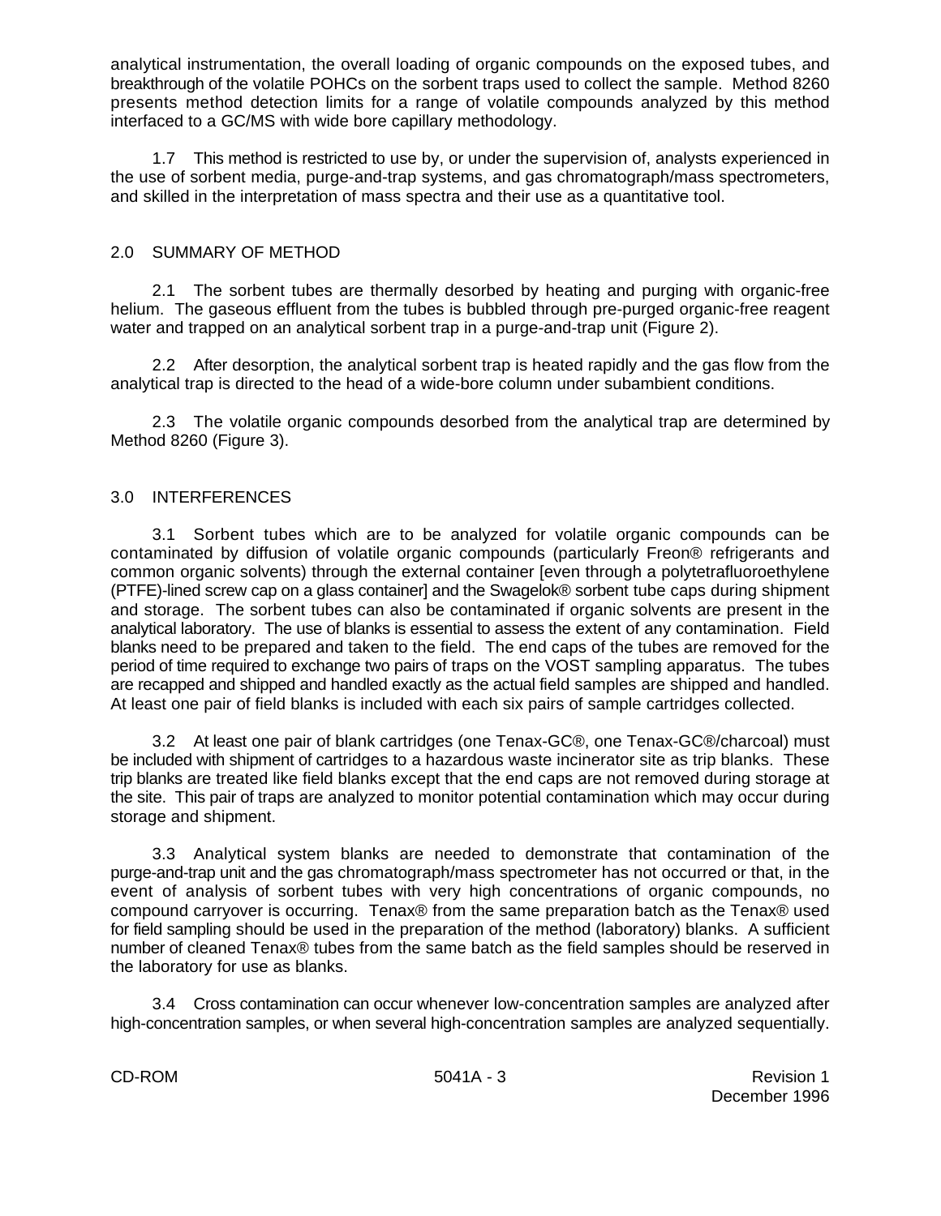analytical instrumentation, the overall loading of organic compounds on the exposed tubes, and breakthrough of the volatile POHCs on the sorbent traps used to collect the sample. Method 8260 presents method detection limits for a range of volatile compounds analyzed by this method interfaced to a GC/MS with wide bore capillary methodology.

1.7 This method is restricted to use by, or under the supervision of, analysts experienced in the use of sorbent media, purge-and-trap systems, and gas chromatograph/mass spectrometers, and skilled in the interpretation of mass spectra and their use as a quantitative tool.

## 2.0 SUMMARY OF METHOD

2.1 The sorbent tubes are thermally desorbed by heating and purging with organic-free helium. The gaseous effluent from the tubes is bubbled through pre-purged organic-free reagent water and trapped on an analytical sorbent trap in a purge-and-trap unit (Figure 2).

2.2 After desorption, the analytical sorbent trap is heated rapidly and the gas flow from the analytical trap is directed to the head of a wide-bore column under subambient conditions.

2.3 The volatile organic compounds desorbed from the analytical trap are determined by Method 8260 (Figure 3).

## 3.0 INTERFERENCES

3.1 Sorbent tubes which are to be analyzed for volatile organic compounds can be contaminated by diffusion of volatile organic compounds (particularly Freon® refrigerants and common organic solvents) through the external container [even through a polytetrafluoroethylene (PTFE)-lined screw cap on a glass container] and the Swagelok® sorbent tube caps during shipment and storage. The sorbent tubes can also be contaminated if organic solvents are present in the analytical laboratory. The use of blanks is essential to assess the extent of any contamination. Field blanks need to be prepared and taken to the field. The end caps of the tubes are removed for the period of time required to exchange two pairs of traps on the VOST sampling apparatus. The tubes are recapped and shipped and handled exactly as the actual field samples are shipped and handled. At least one pair of field blanks is included with each six pairs of sample cartridges collected.

3.2 At least one pair of blank cartridges (one Tenax-GC®, one Tenax-GC®/charcoal) must be included with shipment of cartridges to a hazardous waste incinerator site as trip blanks. These trip blanks are treated like field blanks except that the end caps are not removed during storage at the site. This pair of traps are analyzed to monitor potential contamination which may occur during storage and shipment.

3.3 Analytical system blanks are needed to demonstrate that contamination of the purge-and-trap unit and the gas chromatograph/mass spectrometer has not occurred or that, in the event of analysis of sorbent tubes with very high concentrations of organic compounds, no compound carryover is occurring. Tenax® from the same preparation batch as the Tenax® used for field sampling should be used in the preparation of the method (laboratory) blanks. A sufficient number of cleaned Tenax® tubes from the same batch as the field samples should be reserved in the laboratory for use as blanks.

3.4 Cross contamination can occur whenever low-concentration samples are analyzed after high-concentration samples, or when several high-concentration samples are analyzed sequentially.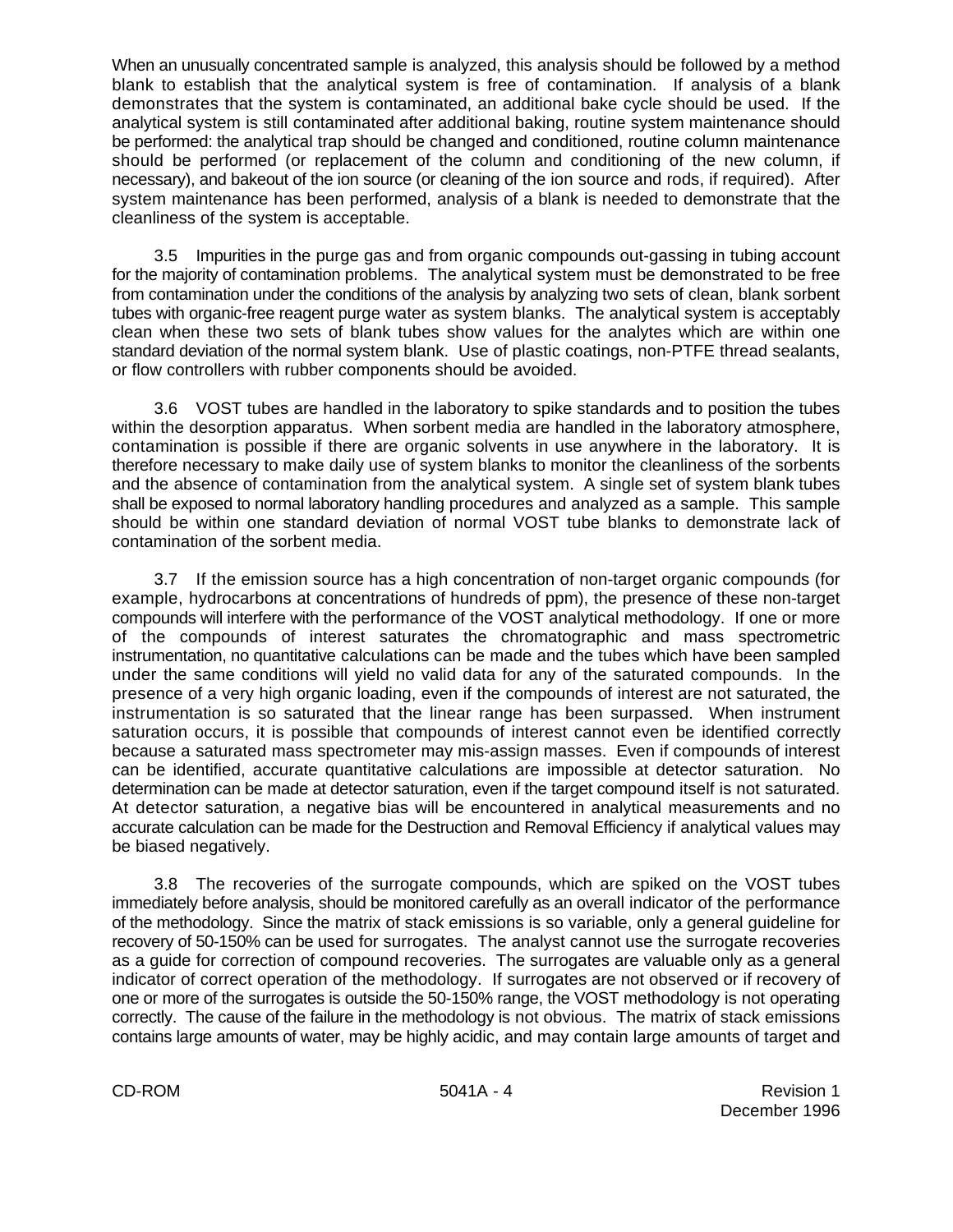When an unusually concentrated sample is analyzed, this analysis should be followed by a method blank to establish that the analytical system is free of contamination. If analysis of a blank demonstrates that the system is contaminated, an additional bake cycle should be used. If the analytical system is still contaminated after additional baking, routine system maintenance should be performed: the analytical trap should be changed and conditioned, routine column maintenance should be performed (or replacement of the column and conditioning of the new column, if necessary), and bakeout of the ion source (or cleaning of the ion source and rods, if required). After system maintenance has been performed, analysis of a blank is needed to demonstrate that the cleanliness of the system is acceptable.

3.5 Impurities in the purge gas and from organic compounds out-gassing in tubing account for the majority of contamination problems. The analytical system must be demonstrated to be free from contamination under the conditions of the analysis by analyzing two sets of clean, blank sorbent tubes with organic-free reagent purge water as system blanks. The analytical system is acceptably clean when these two sets of blank tubes show values for the analytes which are within one standard deviation of the normal system blank. Use of plastic coatings, non-PTFE thread sealants, or flow controllers with rubber components should be avoided.

3.6 VOST tubes are handled in the laboratory to spike standards and to position the tubes within the desorption apparatus. When sorbent media are handled in the laboratory atmosphere, contamination is possible if there are organic solvents in use anywhere in the laboratory. It is therefore necessary to make daily use of system blanks to monitor the cleanliness of the sorbents and the absence of contamination from the analytical system. A single set of system blank tubes shall be exposed to normal laboratory handling procedures and analyzed as a sample. This sample should be within one standard deviation of normal VOST tube blanks to demonstrate lack of contamination of the sorbent media.

3.7 If the emission source has a high concentration of non-target organic compounds (for example, hydrocarbons at concentrations of hundreds of ppm), the presence of these non-target compounds will interfere with the performance of the VOST analytical methodology. If one or more of the compounds of interest saturates the chromatographic and mass spectrometric instrumentation, no quantitative calculations can be made and the tubes which have been sampled under the same conditions will yield no valid data for any of the saturated compounds. In the presence of a very high organic loading, even if the compounds of interest are not saturated, the instrumentation is so saturated that the linear range has been surpassed. When instrument saturation occurs, it is possible that compounds of interest cannot even be identified correctly because a saturated mass spectrometer may mis-assign masses. Even if compounds of interest can be identified, accurate quantitative calculations are impossible at detector saturation. No determination can be made at detector saturation, even if the target compound itself is not saturated. At detector saturation, a negative bias will be encountered in analytical measurements and no accurate calculation can be made for the Destruction and Removal Efficiency if analytical values may be biased negatively.

3.8 The recoveries of the surrogate compounds, which are spiked on the VOST tubes immediately before analysis, should be monitored carefully as an overall indicator of the performance of the methodology. Since the matrix of stack emissions is so variable, only a general guideline for recovery of 50-150% can be used for surrogates. The analyst cannot use the surrogate recoveries as a guide for correction of compound recoveries. The surrogates are valuable only as a general indicator of correct operation of the methodology. If surrogates are not observed or if recovery of one or more of the surrogates is outside the 50-150% range, the VOST methodology is not operating correctly. The cause of the failure in the methodology is not obvious. The matrix of stack emissions contains large amounts of water, may be highly acidic, and may contain large amounts of target and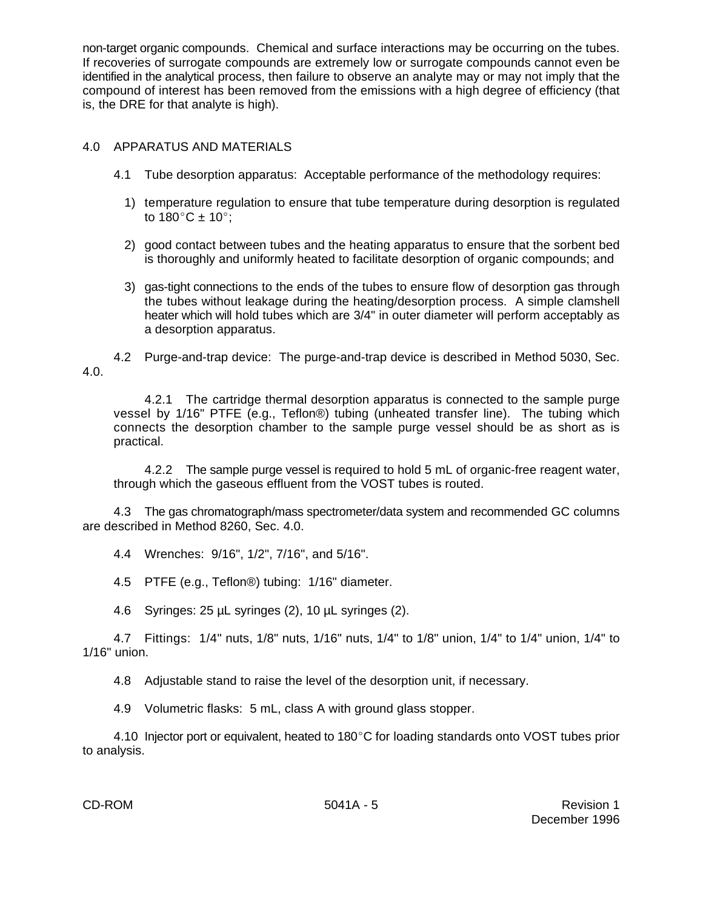non-target organic compounds. Chemical and surface interactions may be occurring on the tubes. If recoveries of surrogate compounds are extremely low or surrogate compounds cannot even be identified in the analytical process, then failure to observe an analyte may or may not imply that the compound of interest has been removed from the emissions with a high degree of efficiency (that is, the DRE for that analyte is high).

## 4.0 APPARATUS AND MATERIALS

4.1 Tube desorption apparatus: Acceptable performance of the methodology requires:

1) temperature regulation to ensure that tube temperature during desorption is regulated to 180°C ± 10°;

2) good contact between tubes and the heating apparatus to ensure that the sorbent bed is thoroughly and uniformly heated to facilitate desorption of organic compounds; and

3) gas-tight connections to the ends of the tubes to ensure flow of desorption gas through the tubes without leakage during the heating/desorption process. A simple clamshell heater which will hold tubes which are 3/4" in outer diameter will perform acceptably as a desorption apparatus.

4.2 Purge-and-trap device: The purge-and-trap device is described in Method 5030, Sec. 4.0.

4.2.1 The cartridge thermal desorption apparatus is connected to the sample purge vessel by 1/16" PTFE (e.g., Teflon®) tubing (unheated transfer line). The tubing which connects the desorption chamber to the sample purge vessel should be as short as is practical.

4.2.2 The sample purge vessel is required to hold 5 mL of organic-free reagent water, through which the gaseous effluent from the VOST tubes is routed.

4.3 The gas chromatograph/mass spectrometer/data system and recommended GC columns are described in Method 8260, Sec. 4.0.

4.4 Wrenches: 9/16", 1/2", 7/16", and 5/16".

4.5 PTFE (e.g., Teflon®) tubing: 1/16" diameter.

4.6 Syringes: 25 µL syringes (2), 10 µL syringes (2).

4.7 Fittings: 1/4" nuts, 1/8" nuts, 1/16" nuts, 1/4" to 1/8" union, 1/4" to 1/4" union, 1/4" to 1/16" union.

4.8 Adjustable stand to raise the level of the desorption unit, if necessary.

4.9 Volumetric flasks: 5 mL, class A with ground glass stopper.

4.10 Injector port or equivalent, heated to 180°C for loading standards onto VOST tubes prior to analysis.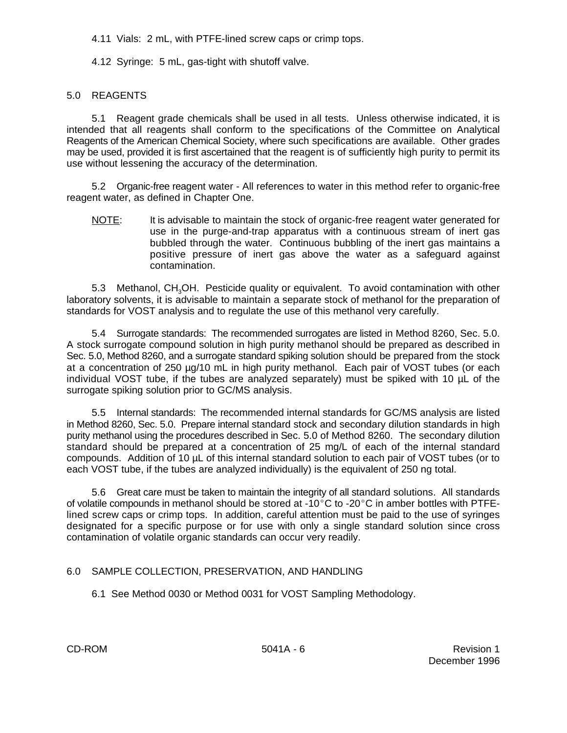4.11 Vials: 2 mL, with PTFE-lined screw caps or crimp tops.

4.12 Syringe: 5 mL, gas-tight with shutoff valve.

## 5.0 REAGENTS

5.1 Reagent grade chemicals shall be used in all tests. Unless otherwise indicated, it is intended that all reagents shall conform to the specifications of the Committee on Analytical Reagents of the American Chemical Society, where such specifications are available. Other grades may be used, provided it is first ascertained that the reagent is of sufficiently high purity to permit its use without lessening the accuracy of the determination.

5.2 Organic-free reagent water - All references to water in this method refer to organic-free reagent water, as defined in Chapter One.

NOTE: It is advisable to maintain the stock of organic-free reagent water generated for use in the purge-and-trap apparatus with a continuous stream of inert gas bubbled through the water. Continuous bubbling of the inert gas maintains a positive pressure of inert gas above the water as a safeguard against contamination.

5.3 Methanol, $CH_3OH$. Pesticide quality or equivalent. To avoid contamination with other laboratory solvents, it is advisable to maintain a separate stock of methanol for the preparation of standards for VOST analysis and to regulate the use of this methanol very carefully.

5.4 Surrogate standards: The recommended surrogates are listed in Method 8260, Sec. 5.0. A stock surrogate compound solution in high purity methanol should be prepared as described in Sec. 5.0, Method 8260, and a surrogate standard spiking solution should be prepared from the stock at a concentration of 250 µg/10 mL in high purity methanol. Each pair of VOST tubes (or each individual VOST tube, if the tubes are analyzed separately) must be spiked with 10 µL of the surrogate spiking solution prior to GC/MS analysis.

5.5 Internal standards: The recommended internal standards for GC/MS analysis are listed in Method 8260, Sec. 5.0. Prepare internal standard stock and secondary dilution standards in high purity methanol using the procedures described in Sec. 5.0 of Method 8260. The secondary dilution standard should be prepared at a concentration of 25 mg/L of each of the internal standard compounds. Addition of 10 µL of this internal standard solution to each pair of VOST tubes (or to each VOST tube, if the tubes are analyzed individually) is the equivalent of 250 ng total.

5.6 Great care must be taken to maintain the integrity of all standard solutions. All standards of volatile compounds in methanol should be stored at -10°C to -20°C in amber bottles with PTFE-lined screw caps or crimp tops. In addition, careful attention must be paid to the use of syringes designated for a specific purpose or for use with only a single standard solution since cross contamination of volatile organic standards can occur very readily.

## 6.0 SAMPLE COLLECTION, PRESERVATION, AND HANDLING

6.1 See Method 0030 or Method 0031 for VOST Sampling Methodology.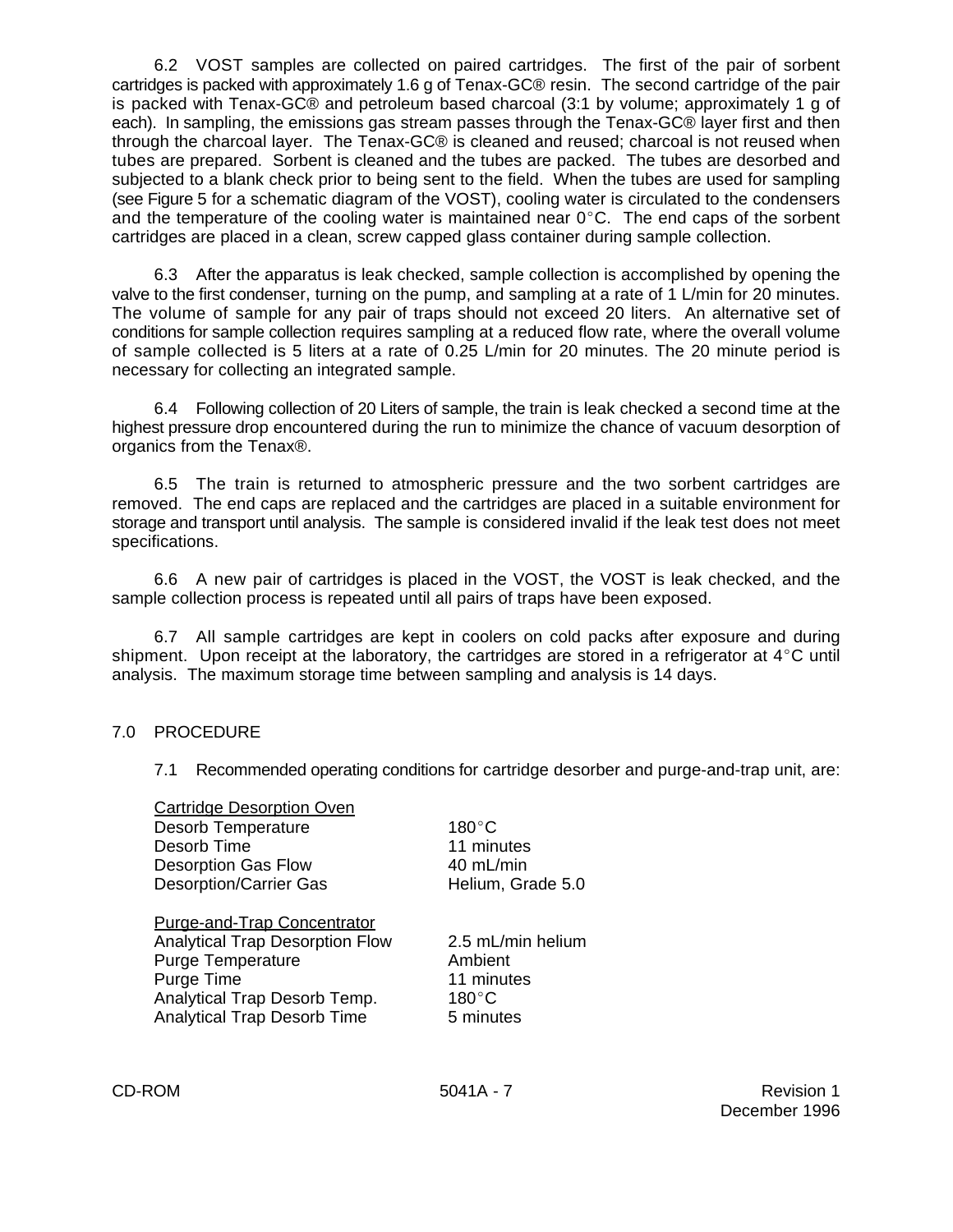6.2 VOST samples are collected on paired cartridges. The first of the pair of sorbent cartridges is packed with approximately 1.6 g of Tenax-GC® resin. The second cartridge of the pair is packed with Tenax-GC® and petroleum based charcoal (3:1 by volume; approximately 1 g of each). In sampling, the emissions gas stream passes through the Tenax-GC® layer first and then through the charcoal layer. The Tenax-GC® is cleaned and reused; charcoal is not reused when tubes are prepared. Sorbent is cleaned and the tubes are packed. The tubes are desorbed and subjected to a blank check prior to being sent to the field. When the tubes are used for sampling (see Figure 5 for a schematic diagram of the VOST), cooling water is circulated to the condensers and the temperature of the cooling water is maintained near 0°C. The end caps of the sorbent cartridges are placed in a clean, screw capped glass container during sample collection.

6.3 After the apparatus is leak checked, sample collection is accomplished by opening the valve to the first condenser, turning on the pump, and sampling at a rate of 1 L/min for 20 minutes. The volume of sample for any pair of traps should not exceed 20 liters. An alternative set of conditions for sample collection requires sampling at a reduced flow rate, where the overall volume of sample collected is 5 liters at a rate of 0.25 L/min for 20 minutes. The 20 minute period is necessary for collecting an integrated sample.

6.4 Following collection of 20 Liters of sample, the train is leak checked a second time at the highest pressure drop encountered during the run to minimize the chance of vacuum desorption of organics from the Tenax®.

6.5 The train is returned to atmospheric pressure and the two sorbent cartridges are removed. The end caps are replaced and the cartridges are placed in a suitable environment for storage and transport until analysis. The sample is considered invalid if the leak test does not meet specifications.

6.6 A new pair of cartridges is placed in the VOST, the VOST is leak checked, and the sample collection process is repeated until all pairs of traps have been exposed.

6.7 All sample cartridges are kept in coolers on cold packs after exposure and during shipment. Upon receipt at the laboratory, the cartridges are stored in a refrigerator at 4°C until analysis. The maximum storage time between sampling and analysis is 14 days.

## 7.0 PROCEDURE

7.1 Recommended operating conditions for cartridge desorber and purge-and-trap unit, are:

| Cartridge Desorption Oven | |
|---|---|
| Desorb Temperature | 180°C |
| Desorb Time | 11 minutes |
| Desorption Gas Flow | 40 mL/min |
| Desorption/Carrier Gas | Helium, Grade 5.0 |

| Purge-and-Trap Concentrator | |
|---|---|
| Analytical Trap Desorption Flow | 2.5 mL/min helium |
| Purge Temperature | Ambient |
| Purge Time | 11 minutes |
| Analytical Trap Desorb Temp. | 180°C |
| Analytical Trap Desorb Time | 5 minutes |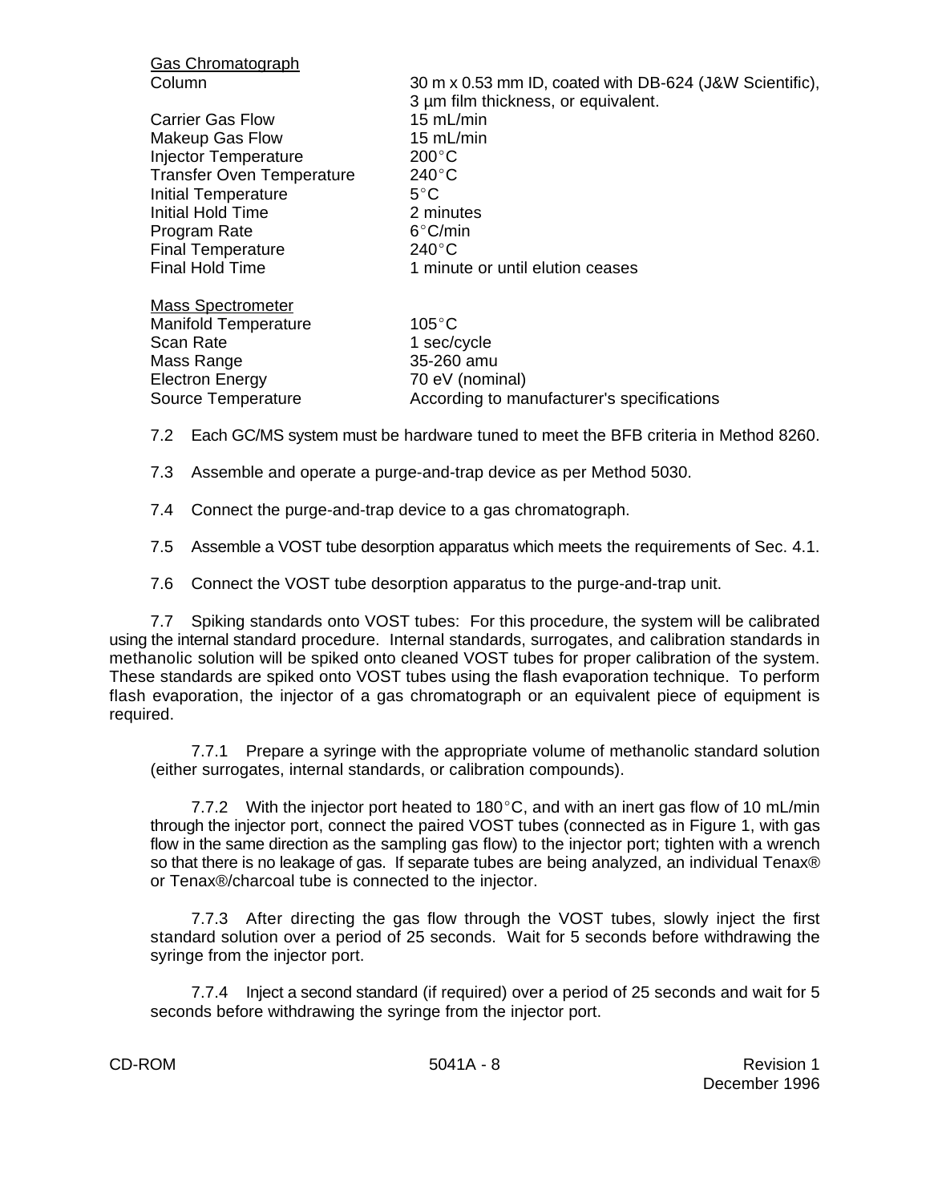Gas Chromatograph

| | |
|---|---|
| Column | 30 m x 0.53 mm ID, coated with DB-624 (J&W Scientific), 3 µm film thickness, or equivalent. |
| Carrier Gas Flow | 15 mL/min |
| Makeup Gas Flow | 15 mL/min |
| Injector Temperature | 200°C |
| Transfer Oven Temperature | 240°C |
| Initial Temperature | 5°C |
| Initial Hold Time | 2 minutes |
| Program Rate | 6°C/min |
| Final Temperature | 240°C |
| Final Hold Time | 1 minute or until elution ceases |

Mass Spectrometer

| | |
|---|---|
| Manifold Temperature | 105°C |
| Scan Rate | 1 sec/cycle |
| Mass Range | 35-260 amu |
| Electron Energy | 70 eV (nominal) |
| Source Temperature | According to manufacturer's specifications |

7.2 Each GC/MS system must be hardware tuned to meet the BFB criteria in Method 8260.

7.3 Assemble and operate a purge-and-trap device as per Method 5030.

7.4 Connect the purge-and-trap device to a gas chromatograph.

7.5 Assemble a VOST tube desorption apparatus which meets the requirements of Sec. 4.1.

7.6 Connect the VOST tube desorption apparatus to the purge-and-trap unit.

7.7 Spiking standards onto VOST tubes: For this procedure, the system will be calibrated using the internal standard procedure. Internal standards, surrogates, and calibration standards in methanolic solution will be spiked onto cleaned VOST tubes for proper calibration of the system. These standards are spiked onto VOST tubes using the flash evaporation technique. To perform flash evaporation, the injector of a gas chromatograph or an equivalent piece of equipment is required.

7.7.1 Prepare a syringe with the appropriate volume of methanolic standard solution (either surrogates, internal standards, or calibration compounds).

7.7.2 With the injector port heated to 180°C, and with an inert gas flow of 10 mL/min through the injector port, connect the paired VOST tubes (connected as in Figure 1, with gas flow in the same direction as the sampling gas flow) to the injector port; tighten with a wrench so that there is no leakage of gas. If separate tubes are being analyzed, an individual Tenax® or Tenax®/charcoal tube is connected to the injector.

7.7.3 After directing the gas flow through the VOST tubes, slowly inject the first standard solution over a period of 25 seconds. Wait for 5 seconds before withdrawing the syringe from the injector port.

7.7.4 Inject a second standard (if required) over a period of 25 seconds and wait for 5 seconds before withdrawing the syringe from the injector port.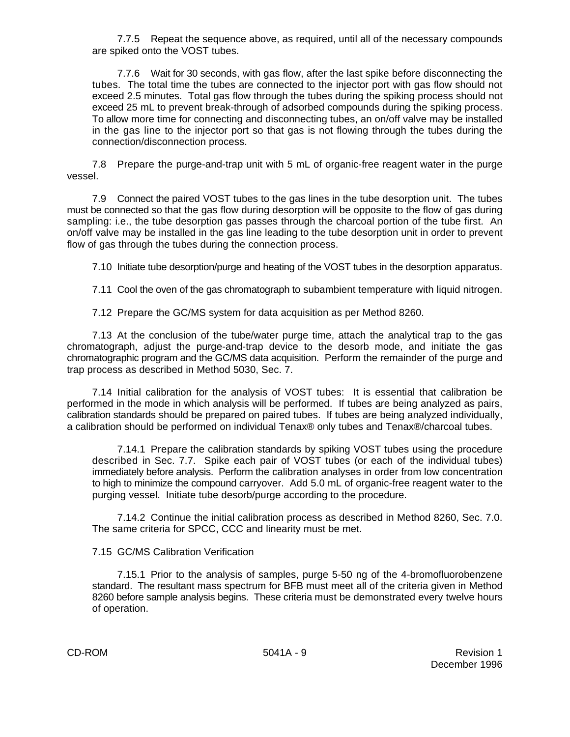7.7.5 Repeat the sequence above, as required, until all of the necessary compounds are spiked onto the VOST tubes.

7.7.6 Wait for 30 seconds, with gas flow, after the last spike before disconnecting the tubes. The total time the tubes are connected to the injector port with gas flow should not exceed 2.5 minutes. Total gas flow through the tubes during the spiking process should not exceed 25 mL to prevent break-through of adsorbed compounds during the spiking process. To allow more time for connecting and disconnecting tubes, an on/off valve may be installed in the gas line to the injector port so that gas is not flowing through the tubes during the connection/disconnection process.

7.8 Prepare the purge-and-trap unit with 5 mL of organic-free reagent water in the purge vessel.

7.9 Connect the paired VOST tubes to the gas lines in the tube desorption unit. The tubes must be connected so that the gas flow during desorption will be opposite to the flow of gas during sampling: i.e., the tube desorption gas passes through the charcoal portion of the tube first. An on/off valve may be installed in the gas line leading to the tube desorption unit in order to prevent flow of gas through the tubes during the connection process.

7.10 Initiate tube desorption/purge and heating of the VOST tubes in the desorption apparatus.

7.11 Cool the oven of the gas chromatograph to subambient temperature with liquid nitrogen.

7.12 Prepare the GC/MS system for data acquisition as per Method 8260.

7.13 At the conclusion of the tube/water purge time, attach the analytical trap to the gas chromatograph, adjust the purge-and-trap device to the desorb mode, and initiate the gas chromatographic program and the GC/MS data acquisition. Perform the remainder of the purge and trap process as described in Method 5030, Sec. 7.

7.14 Initial calibration for the analysis of VOST tubes: It is essential that calibration be performed in the mode in which analysis will be performed. If tubes are being analyzed as pairs, calibration standards should be prepared on paired tubes. If tubes are being analyzed individually, a calibration should be performed on individual Tenax® only tubes and Tenax®/charcoal tubes.

7.14.1 Prepare the calibration standards by spiking VOST tubes using the procedure described in Sec. 7.7. Spike each pair of VOST tubes (or each of the individual tubes) immediately before analysis. Perform the calibration analyses in order from low concentration to high to minimize the compound carryover. Add 5.0 mL of organic-free reagent water to the purging vessel. Initiate tube desorb/purge according to the procedure.

7.14.2 Continue the initial calibration process as described in Method 8260, Sec. 7.0. The same criteria for SPCC, CCC and linearity must be met.

7.15 GC/MS Calibration Verification

7.15.1 Prior to the analysis of samples, purge 5-50 ng of the 4-bromofluorobenzene standard. The resultant mass spectrum for BFB must meet all of the criteria given in Method 8260 before sample analysis begins. These criteria must be demonstrated every twelve hours of operation.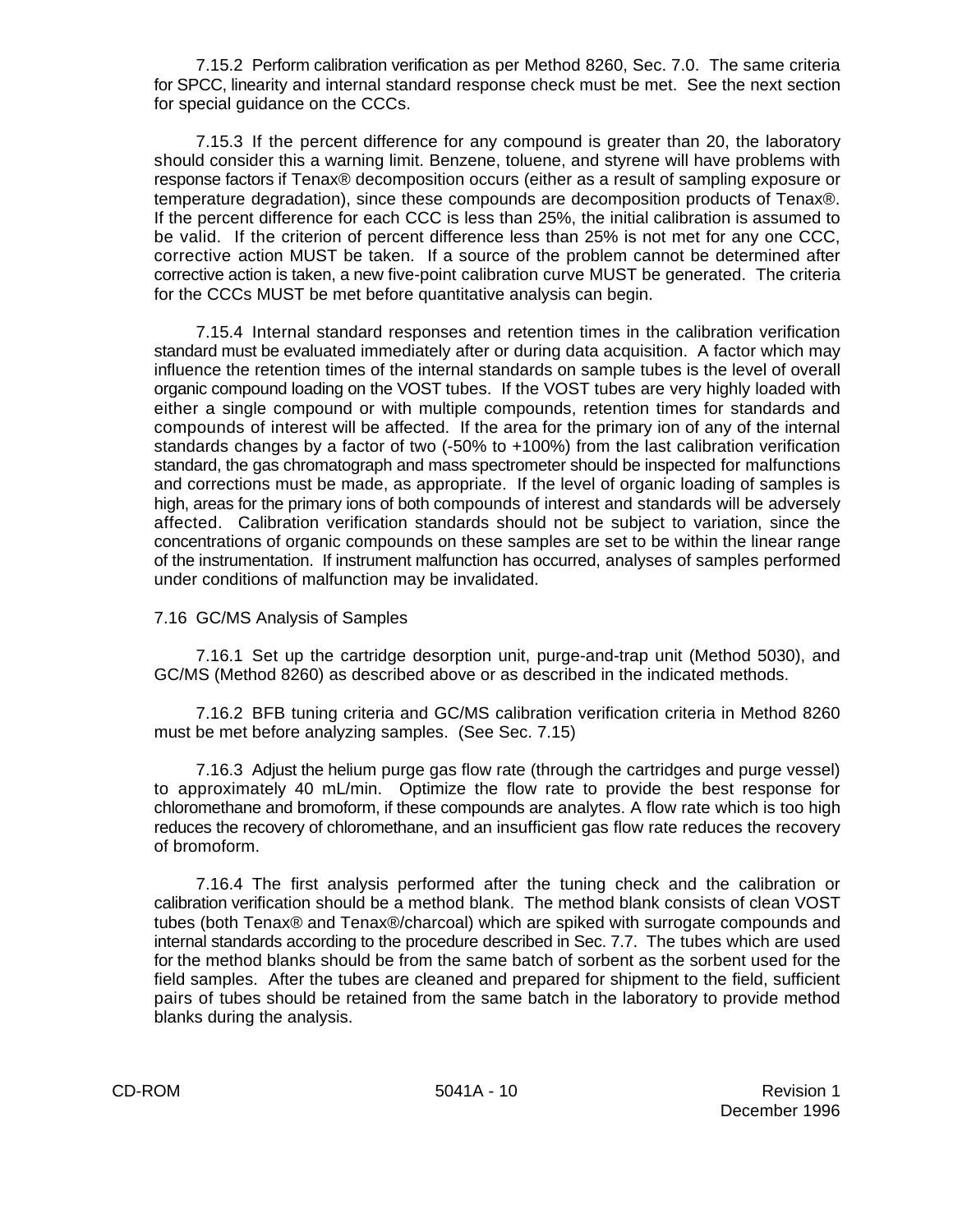7.15.2 Perform calibration verification as per Method 8260, Sec. 7.0. The same criteria for SPCC, linearity and internal standard response check must be met. See the next section for special guidance on the CCCs.

7.15.3 If the percent difference for any compound is greater than 20, the laboratory should consider this a warning limit. Benzene, toluene, and styrene will have problems with response factors if Tenax® decomposition occurs (either as a result of sampling exposure or temperature degradation), since these compounds are decomposition products of Tenax®. If the percent difference for each CCC is less than 25%, the initial calibration is assumed to be valid. If the criterion of percent difference less than 25% is not met for any one CCC, corrective action MUST be taken. If a source of the problem cannot be determined after corrective action is taken, a new five-point calibration curve MUST be generated. The criteria for the CCCs MUST be met before quantitative analysis can begin.

7.15.4 Internal standard responses and retention times in the calibration verification standard must be evaluated immediately after or during data acquisition. A factor which may influence the retention times of the internal standards on sample tubes is the level of overall organic compound loading on the VOST tubes. If the VOST tubes are very highly loaded with either a single compound or with multiple compounds, retention times for standards and compounds of interest will be affected. If the area for the primary ion of any of the internal standards changes by a factor of two (-50% to +100%) from the last calibration verification standard, the gas chromatograph and mass spectrometer should be inspected for malfunctions and corrections must be made, as appropriate. If the level of organic loading of samples is high, areas for the primary ions of both compounds of interest and standards will be adversely affected. Calibration verification standards should not be subject to variation, since the concentrations of organic compounds on these samples are set to be within the linear range of the instrumentation. If instrument malfunction has occurred, analyses of samples performed under conditions of malfunction may be invalidated.

7.16 GC/MS Analysis of Samples

7.16.1 Set up the cartridge desorption unit, purge-and-trap unit (Method 5030), and GC/MS (Method 8260) as described above or as described in the indicated methods.

7.16.2 BFB tuning criteria and GC/MS calibration verification criteria in Method 8260 must be met before analyzing samples. (See Sec. 7.15)

7.16.3 Adjust the helium purge gas flow rate (through the cartridges and purge vessel) to approximately 40 mL/min. Optimize the flow rate to provide the best response for chloromethane and bromoform, if these compounds are analytes. A flow rate which is too high reduces the recovery of chloromethane, and an insufficient gas flow rate reduces the recovery of bromoform.

7.16.4 The first analysis performed after the tuning check and the calibration or calibration verification should be a method blank. The method blank consists of clean VOST tubes (both Tenax® and Tenax®/charcoal) which are spiked with surrogate compounds and internal standards according to the procedure described in Sec. 7.7. The tubes which are used for the method blanks should be from the same batch of sorbent as the sorbent used for the field samples. After the tubes are cleaned and prepared for shipment to the field, sufficient pairs of tubes should be retained from the same batch in the laboratory to provide method blanks during the analysis.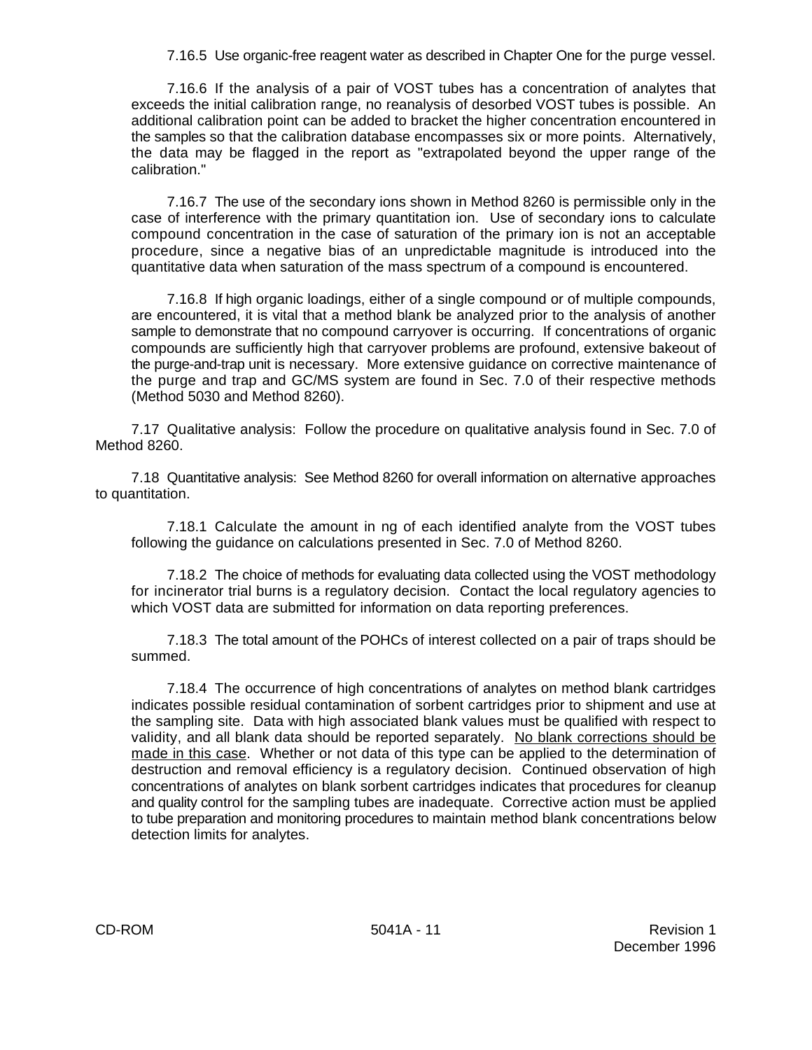7.16.5 Use organic-free reagent water as described in Chapter One for the purge vessel.

7.16.6 If the analysis of a pair of VOST tubes has a concentration of analytes that exceeds the initial calibration range, no reanalysis of desorbed VOST tubes is possible. An additional calibration point can be added to bracket the higher concentration encountered in the samples so that the calibration database encompasses six or more points. Alternatively, the data may be flagged in the report as "extrapolated beyond the upper range of the calibration."

7.16.7 The use of the secondary ions shown in Method 8260 is permissible only in the case of interference with the primary quantitation ion. Use of secondary ions to calculate compound concentration in the case of saturation of the primary ion is not an acceptable procedure, since a negative bias of an unpredictable magnitude is introduced into the quantitative data when saturation of the mass spectrum of a compound is encountered.

7.16.8 If high organic loadings, either of a single compound or of multiple compounds, are encountered, it is vital that a method blank be analyzed prior to the analysis of another sample to demonstrate that no compound carryover is occurring. If concentrations of organic compounds are sufficiently high that carryover problems are profound, extensive bakeout of the purge-and-trap unit is necessary. More extensive guidance on corrective maintenance of the purge and trap and GC/MS system are found in Sec. 7.0 of their respective methods (Method 5030 and Method 8260).

7.17 Qualitative analysis: Follow the procedure on qualitative analysis found in Sec. 7.0 of Method 8260.

7.18 Quantitative analysis: See Method 8260 for overall information on alternative approaches to quantitation.

7.18.1 Calculate the amount in ng of each identified analyte from the VOST tubes following the guidance on calculations presented in Sec. 7.0 of Method 8260.

7.18.2 The choice of methods for evaluating data collected using the VOST methodology for incinerator trial burns is a regulatory decision. Contact the local regulatory agencies to which VOST data are submitted for information on data reporting preferences.

7.18.3 The total amount of the POHCs of interest collected on a pair of traps should be summed.

7.18.4 The occurrence of high concentrations of analytes on method blank cartridges indicates possible residual contamination of sorbent cartridges prior to shipment and use at the sampling site. Data with high associated blank values must be qualified with respect to validity, and all blank data should be reported separately. <u>No blank corrections should be made in this case</u>. Whether or not data of this type can be applied to the determination of destruction and removal efficiency is a regulatory decision. Continued observation of high concentrations of analytes on blank sorbent cartridges indicates that procedures for cleanup and quality control for the sampling tubes are inadequate. Corrective action must be applied to tube preparation and monitoring procedures to maintain method blank concentrations below detection limits for analytes.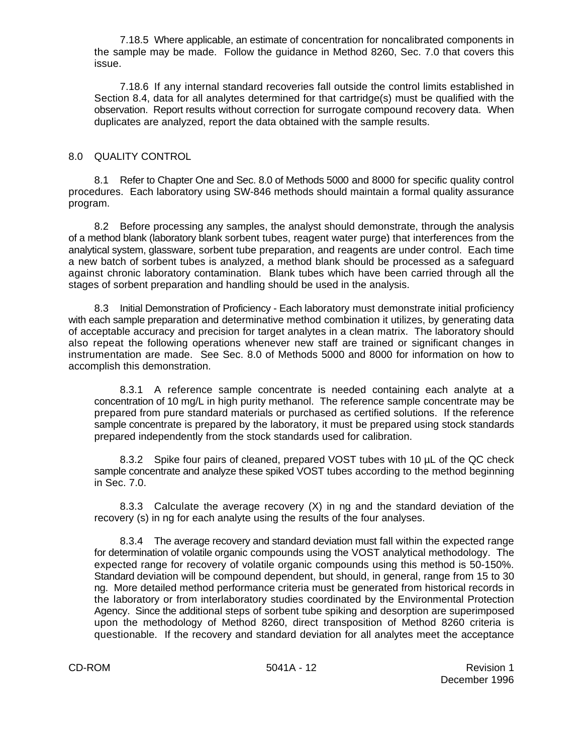7.18.5 Where applicable, an estimate of concentration for noncalibrated components in the sample may be made. Follow the guidance in Method 8260, Sec. 7.0 that covers this issue.

7.18.6 If any internal standard recoveries fall outside the control limits established in Section 8.4, data for all analytes determined for that cartridge(s) must be qualified with the observation. Report results without correction for surrogate compound recovery data. When duplicates are analyzed, report the data obtained with the sample results.

## 8.0 QUALITY CONTROL

8.1 Refer to Chapter One and Sec. 8.0 of Methods 5000 and 8000 for specific quality control procedures. Each laboratory using SW-846 methods should maintain a formal quality assurance program.

8.2 Before processing any samples, the analyst should demonstrate, through the analysis of a method blank (laboratory blank sorbent tubes, reagent water purge) that interferences from the analytical system, glassware, sorbent tube preparation, and reagents are under control. Each time a new batch of sorbent tubes is analyzed, a method blank should be processed as a safeguard against chronic laboratory contamination. Blank tubes which have been carried through all the stages of sorbent preparation and handling should be used in the analysis.

8.3 Initial Demonstration of Proficiency - Each laboratory must demonstrate initial proficiency with each sample preparation and determinative method combination it utilizes, by generating data of acceptable accuracy and precision for target analytes in a clean matrix. The laboratory should also repeat the following operations whenever new staff are trained or significant changes in instrumentation are made. See Sec. 8.0 of Methods 5000 and 8000 for information on how to accomplish this demonstration.

8.3.1 A reference sample concentrate is needed containing each analyte at a concentration of 10 mg/L in high purity methanol. The reference sample concentrate may be prepared from pure standard materials or purchased as certified solutions. If the reference sample concentrate is prepared by the laboratory, it must be prepared using stock standards prepared independently from the stock standards used for calibration.

8.3.2 Spike four pairs of cleaned, prepared VOST tubes with 10 µL of the QC check sample concentrate and analyze these spiked VOST tubes according to the method beginning in Sec. 7.0.

8.3.3 Calculate the average recovery (X) in ng and the standard deviation of the recovery (s) in ng for each analyte using the results of the four analyses.

8.3.4 The average recovery and standard deviation must fall within the expected range for determination of volatile organic compounds using the VOST analytical methodology. The expected range for recovery of volatile organic compounds using this method is 50-150%. Standard deviation will be compound dependent, but should, in general, range from 15 to 30 ng. More detailed method performance criteria must be generated from historical records in the laboratory or from interlaboratory studies coordinated by the Environmental Protection Agency. Since the additional steps of sorbent tube spiking and desorption are superimposed upon the methodology of Method 8260, direct transposition of Method 8260 criteria is questionable. If the recovery and standard deviation for all analytes meet the acceptance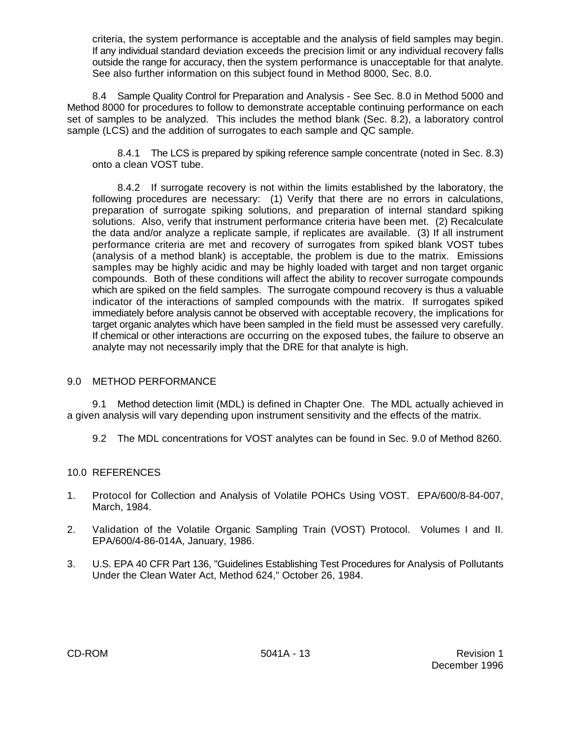criteria, the system performance is acceptable and the analysis of field samples may begin. If any individual standard deviation exceeds the precision limit or any individual recovery falls outside the range for accuracy, then the system performance is unacceptable for that analyte. See also further information on this subject found in Method 8000, Sec. 8.0.

8.4 Sample Quality Control for Preparation and Analysis - See Sec. 8.0 in Method 5000 and Method 8000 for procedures to follow to demonstrate acceptable continuing performance on each set of samples to be analyzed. This includes the method blank (Sec. 8.2), a laboratory control sample (LCS) and the addition of surrogates to each sample and QC sample.

8.4.1 The LCS is prepared by spiking reference sample concentrate (noted in Sec. 8.3) onto a clean VOST tube.

8.4.2 If surrogate recovery is not within the limits established by the laboratory, the following procedures are necessary: (1) Verify that there are no errors in calculations, preparation of surrogate spiking solutions, and preparation of internal standard spiking solutions. Also, verify that instrument performance criteria have been met. (2) Recalculate the data and/or analyze a replicate sample, if replicates are available. (3) If all instrument performance criteria are met and recovery of surrogates from spiked blank VOST tubes (analysis of a method blank) is acceptable, the problem is due to the matrix. Emissions samples may be highly acidic and may be highly loaded with target and non target organic compounds. Both of these conditions will affect the ability to recover surrogate compounds which are spiked on the field samples. The surrogate compound recovery is thus a valuable indicator of the interactions of sampled compounds with the matrix. If surrogates spiked immediately before analysis cannot be observed with acceptable recovery, the implications for target organic analytes which have been sampled in the field must be assessed very carefully. If chemical or other interactions are occurring on the exposed tubes, the failure to observe an analyte may not necessarily imply that the DRE for that analyte is high.

## 9.0 METHOD PERFORMANCE

9.1 Method detection limit (MDL) is defined in Chapter One. The MDL actually achieved in a given analysis will vary depending upon instrument sensitivity and the effects of the matrix.

9.2 The MDL concentrations for VOST analytes can be found in Sec. 9.0 of Method 8260.

## 10.0 REFERENCES

1. Protocol for Collection and Analysis of Volatile POHCs Using VOST. EPA/600/8-84-007, March, 1984.

2. Validation of the Volatile Organic Sampling Train (VOST) Protocol. Volumes I and II. EPA/600/4-86-014A, January, 1986.

3. U.S. EPA 40 CFR Part 136, "Guidelines Establishing Test Procedures for Analysis of Pollutants Under the Clean Water Act, Method 624," October 26, 1984.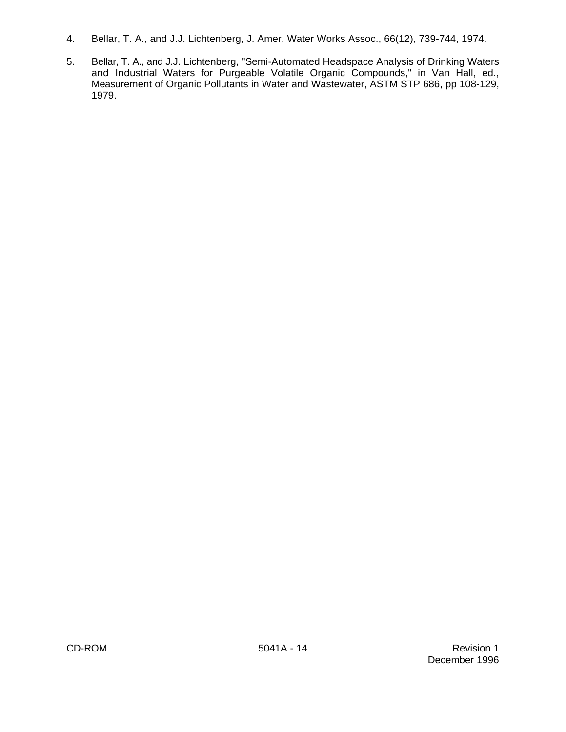4. Bellar, T. A., and J.J. Lichtenberg, J. Amer. Water Works Assoc., 66(12), 739-744, 1974.

5. Bellar, T. A., and J.J. Lichtenberg, "Semi-Automated Headspace Analysis of Drinking Waters and Industrial Waters for Purgeable Volatile Organic Compounds," in Van Hall, ed., Measurement of Organic Pollutants in Water and Wastewater, ASTM STP 686, pp 108-129, 1979.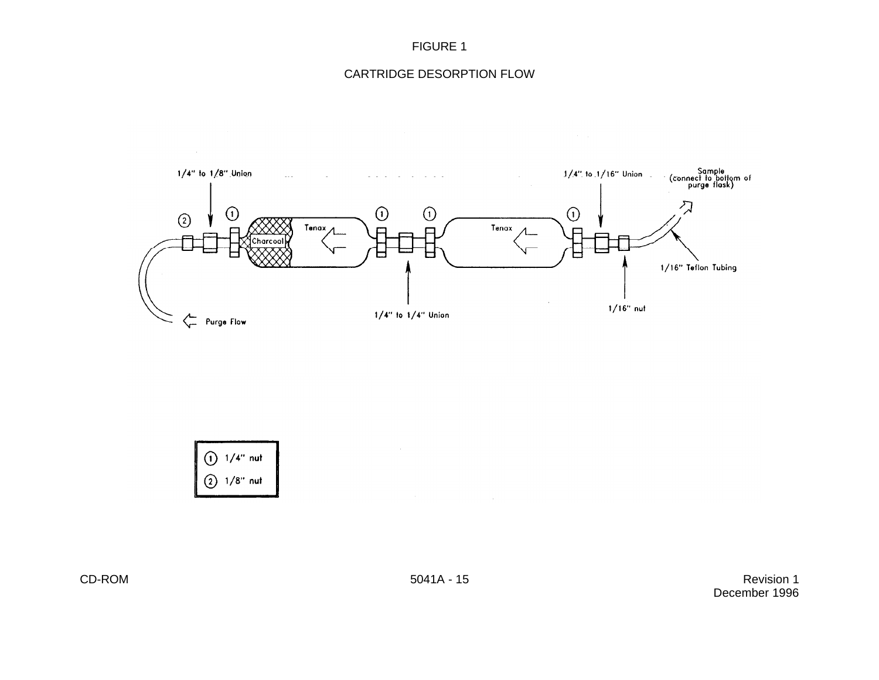FIGURE 1

CARTRIDGE DESORPTION FLOW

1/4" to 1/8" Union

1/4" to 1/16" Union

Sample
(connect to bottom of
purge flask)

Tenax

Charcoal

Tenax

1/16" Teflon Tubing

1/16" nut

1/4" to 1/4" Union

Purge Flow

① 1/4" nut

② 1/8" nut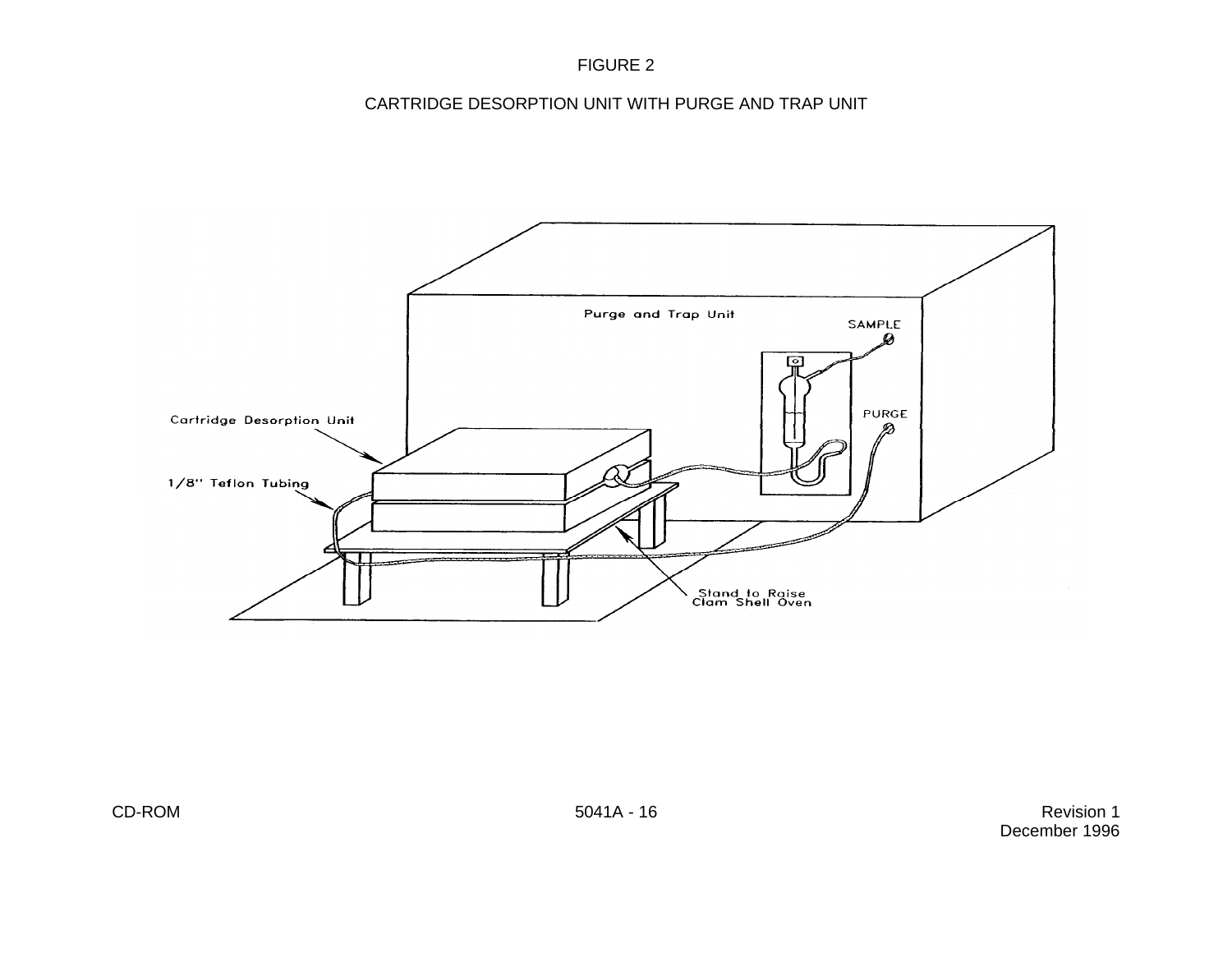FIGURE 2

CARTRIDGE DESORPTION UNIT WITH PURGE AND TRAP UNIT

Purge and Trap Unit

SAMPLE

PURGE

Cartridge Desorption Unit

1/8" Teflon Tubing

Stand to Raise
Clam Shell Oven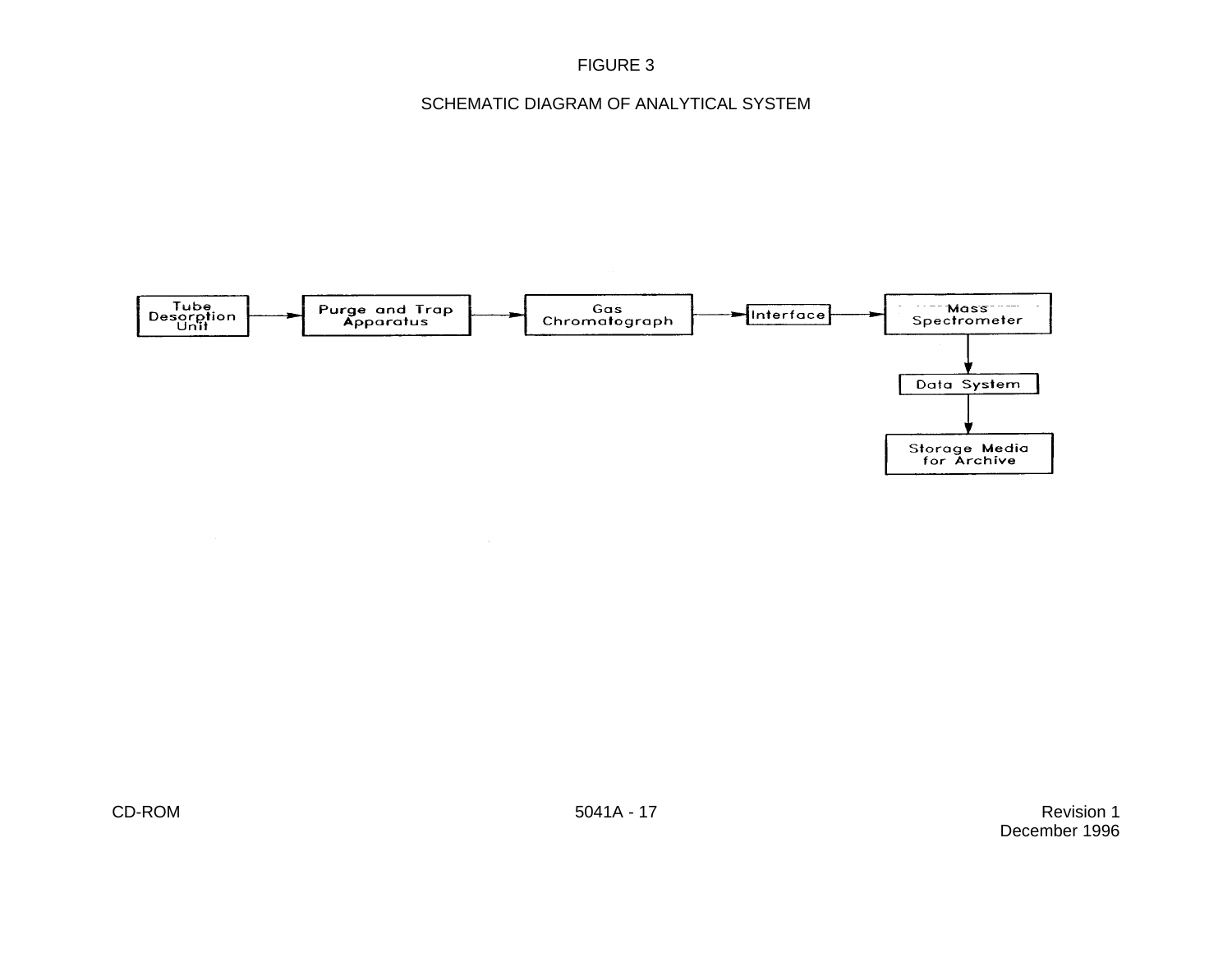FIGURE 3

SCHEMATIC DIAGRAM OF ANALYTICAL SYSTEM

Tube Desorption Unit → Purge and Trap Apparatus → Gas Chromatograph → Interface → Mass Spectrometer

Mass Spectrometer → Data System → Storage Media for Archive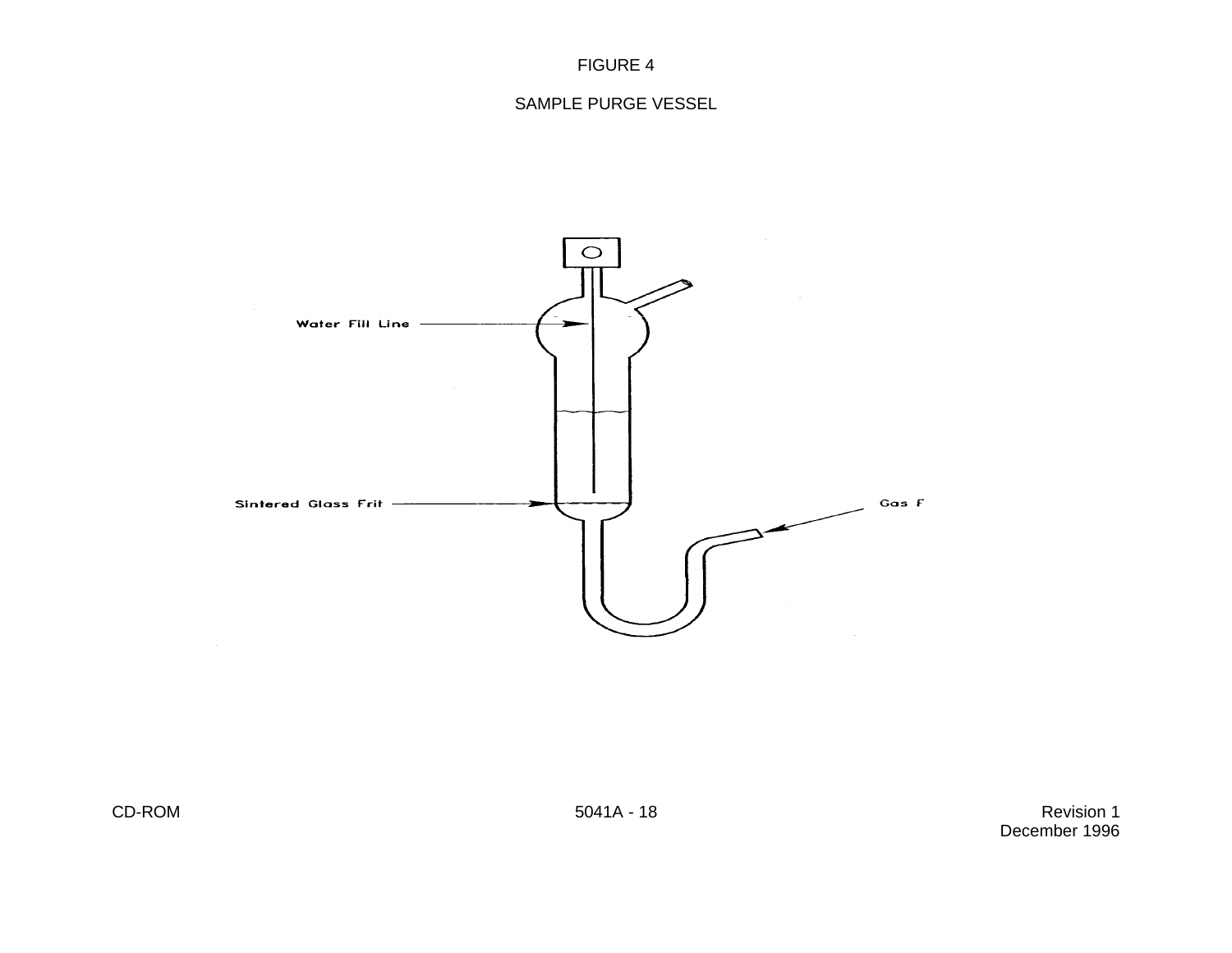FIGURE 4

SAMPLE PURGE VESSEL

Water Fill Line

Sintered Glass Frit

Gas F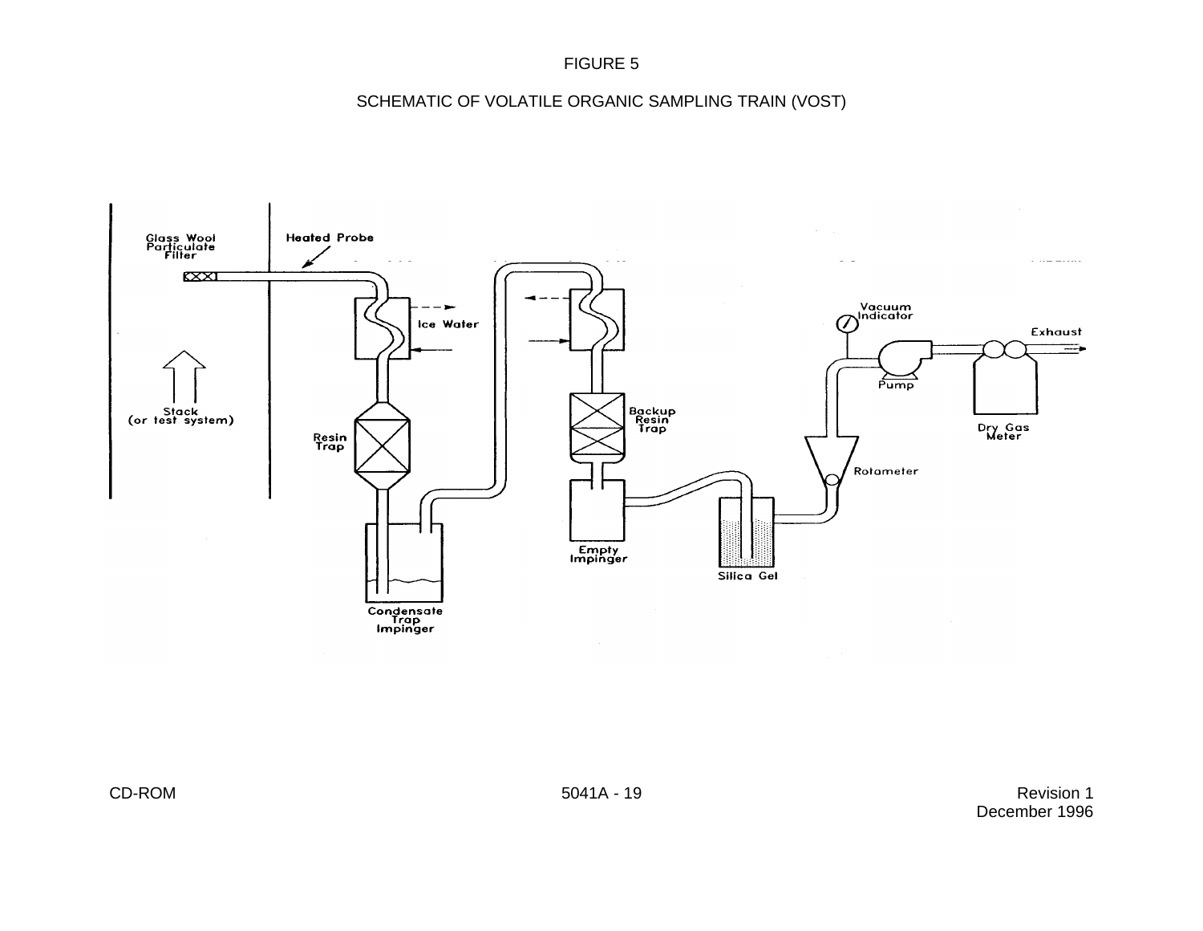FIGURE 5

SCHEMATIC OF VOLATILE ORGANIC SAMPLING TRAIN (VOST)

Glass Wool Particulate Filter

Heated Probe

Ice Water

Resin Trap

Stack (or test system)

Condensate Trap Impinger

Backup Resin Trap

Empty Impinger

Silica Gel

Rotameter

Vacuum Indicator

Pump

Dry Gas Meter

Exhaust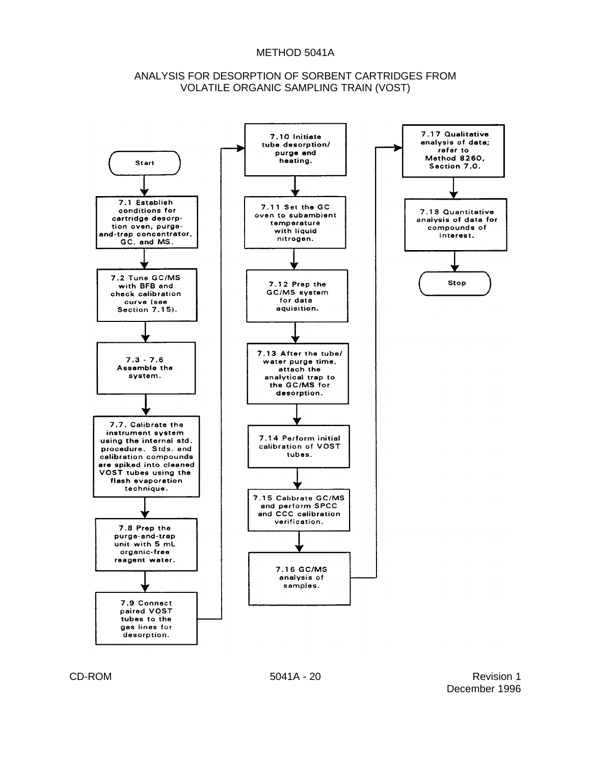METHOD 5041A

ANALYSIS FOR DESORPTION OF SORBENT CARTRIDGES FROM VOLATILE ORGANIC SAMPLING TRAIN (VOST)

Start

7.1 Establish conditions for cartridge desorption oven, purge-and-trap concentrator, GC, and MS.

7.2 Tune GC/MS with BFB and check calibration curve (see Section 7.15).

7.3 - 7.6 Assemble the system.

7.7. Calibrate the instrument system using the internal std. procedure. Stds. and calibration compounds are spiked into cleaned VOST tubes using the flash evaporation technique.

7.8 Prep the purge-and-trap unit with 5 mL organic-free reagent water.

7.9 Connect paired VOST tubes to the gas lines for desorption.

7.10 Initiate tube desorption/ purge and heating.

7.11 Set the GC oven to subambient temperature with liquid nitrogen.

7.12 Prep the GC/MS system for data aquisition.

7.13 After the tube/ water purge time, attach the analytical trap to the GC/MS for desorption.

7.14 Perform initial calibration of VOST tubes.

7.15 Calibrate GC/MS and perform SPCC and CCC calibration verification.

7.16 GC/MS analysis of samples.

7.17 Qualitative analysis of data; refer to Method 8260, Section 7.0.

7.18 Quantitative analysis of data for compounds of interest.

Stop